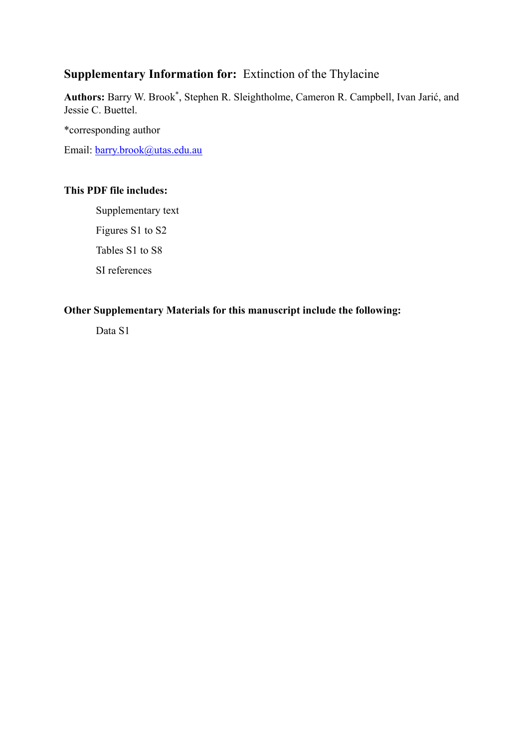## **Supplementary Information for:** Extinction of the Thylacine

**Authors:** Barry W. Brook*, Stephen R. Sleightholme, Cameron R. Campbell, Ivan Jarić, and Jessie C. Buettel.

*corresponding author

Email: barry.brook@utas.edu.au

**This PDF file includes:**

Supplementary text

Figures S1 to S2

Tables S1 to S8

SI references

**Other Supplementary Materials for this manuscript include the following:**

Data S1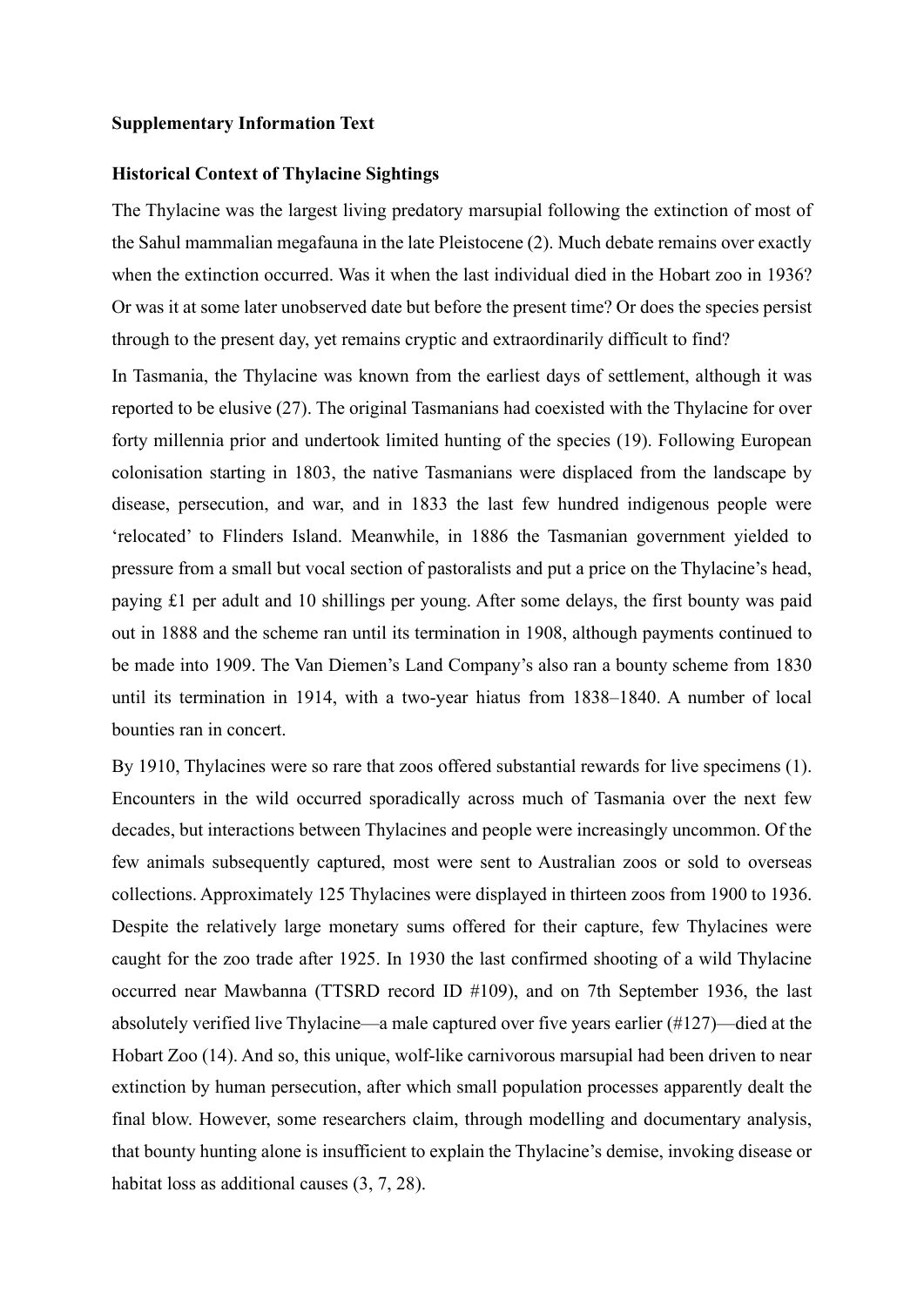**Supplementary Information Text**

**Historical Context of Thylacine Sightings**

The Thylacine was the largest living predatory marsupial following the extinction of most of the Sahul mammalian megafauna in the late Pleistocene (2). Much debate remains over exactly when the extinction occurred. Was it when the last individual died in the Hobart zoo in 1936? Or was it at some later unobserved date but before the present time? Or does the species persist through to the present day, yet remains cryptic and extraordinarily difficult to find?

In Tasmania, the Thylacine was known from the earliest days of settlement, although it was reported to be elusive (27). The original Tasmanians had coexisted with the Thylacine for over forty millennia prior and undertook limited hunting of the species (19). Following European colonisation starting in 1803, the native Tasmanians were displaced from the landscape by disease, persecution, and war, and in 1833 the last few hundred indigenous people were 'relocated' to Flinders Island. Meanwhile, in 1886 the Tasmanian government yielded to pressure from a small but vocal section of pastoralists and put a price on the Thylacine's head, paying £1 per adult and 10 shillings per young. After some delays, the first bounty was paid out in 1888 and the scheme ran until its termination in 1908, although payments continued to be made into 1909. The Van Diemen's Land Company's also ran a bounty scheme from 1830 until its termination in 1914, with a two-year hiatus from 1838–1840. A number of local bounties ran in concert.

By 1910, Thylacines were so rare that zoos offered substantial rewards for live specimens (1). Encounters in the wild occurred sporadically across much of Tasmania over the next few decades, but interactions between Thylacines and people were increasingly uncommon. Of the few animals subsequently captured, most were sent to Australian zoos or sold to overseas collections. Approximately 125 Thylacines were displayed in thirteen zoos from 1900 to 1936. Despite the relatively large monetary sums offered for their capture, few Thylacines were caught for the zoo trade after 1925. In 1930 the last confirmed shooting of a wild Thylacine occurred near Mawbanna (TTSRD record ID #109), and on 7th September 1936, the last absolutely verified live Thylacine—a male captured over five years earlier (#127)—died at the Hobart Zoo (14). And so, this unique, wolf-like carnivorous marsupial had been driven to near extinction by human persecution, after which small population processes apparently dealt the final blow. However, some researchers claim, through modelling and documentary analysis, that bounty hunting alone is insufficient to explain the Thylacine's demise, invoking disease or habitat loss as additional causes (3, 7, 28).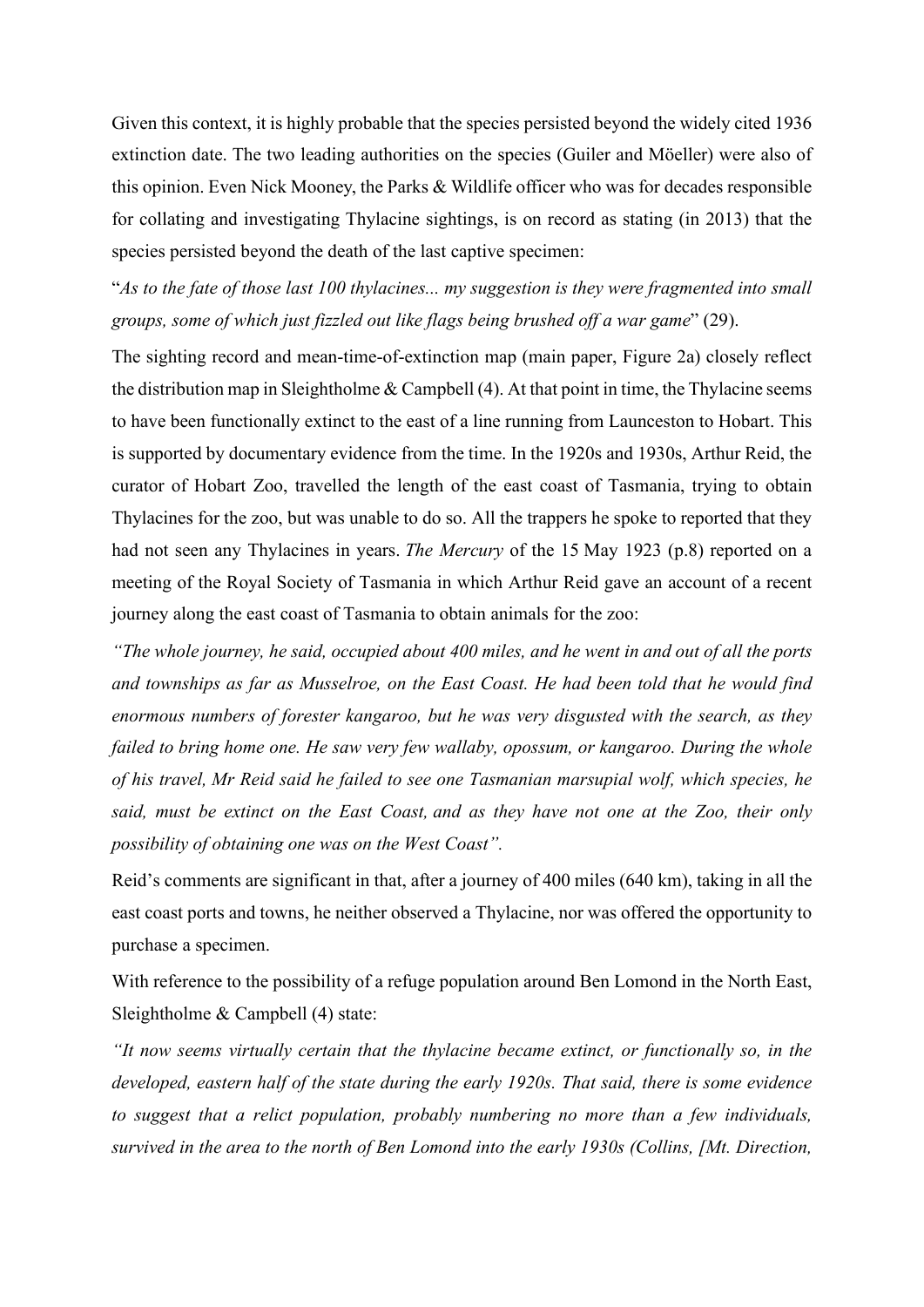Given this context, it is highly probable that the species persisted beyond the widely cited 1936 extinction date. The two leading authorities on the species (Guiler and Möeller) were also of this opinion. Even Nick Mooney, the Parks & Wildlife officer who was for decades responsible for collating and investigating Thylacine sightings, is on record as stating (in 2013) that the species persisted beyond the death of the last captive specimen:

"*As to the fate of those last 100 thylacines... my suggestion is they were fragmented into small groups, some of which just fizzled out like flags being brushed off a war game*" (29).

The sighting record and mean-time-of-extinction map (main paper, Figure 2a) closely reflect the distribution map in Sleightholme & Campbell (4). At that point in time, the Thylacine seems to have been functionally extinct to the east of a line running from Launceston to Hobart. This is supported by documentary evidence from the time. In the 1920s and 1930s, Arthur Reid, the curator of Hobart Zoo, travelled the length of the east coast of Tasmania, trying to obtain Thylacines for the zoo, but was unable to do so. All the trappers he spoke to reported that they had not seen any Thylacines in years. *The Mercury* of the 15 May 1923 (p.8) reported on a meeting of the Royal Society of Tasmania in which Arthur Reid gave an account of a recent journey along the east coast of Tasmania to obtain animals for the zoo:

*"The whole journey, he said, occupied about 400 miles, and he went in and out of all the ports and townships as far as Musselroe, on the East Coast. He had been told that he would find enormous numbers of forester kangaroo, but he was very disgusted with the search, as they failed to bring home one. He saw very few wallaby, opossum, or kangaroo. During the whole of his travel, Mr Reid said he failed to see one Tasmanian marsupial wolf, which species, he said, must be extinct on the East Coast, and as they have not one at the Zoo, their only possibility of obtaining one was on the West Coast".*

Reid's comments are significant in that, after a journey of 400 miles (640 km), taking in all the east coast ports and towns, he neither observed a Thylacine, nor was offered the opportunity to purchase a specimen.

With reference to the possibility of a refuge population around Ben Lomond in the North East, Sleightholme & Campbell (4) state:

*"It now seems virtually certain that the thylacine became extinct, or functionally so, in the developed, eastern half of the state during the early 1920s. That said, there is some evidence to suggest that a relict population, probably numbering no more than a few individuals, survived in the area to the north of Ben Lomond into the early 1930s (Collins, [Mt. Direction,*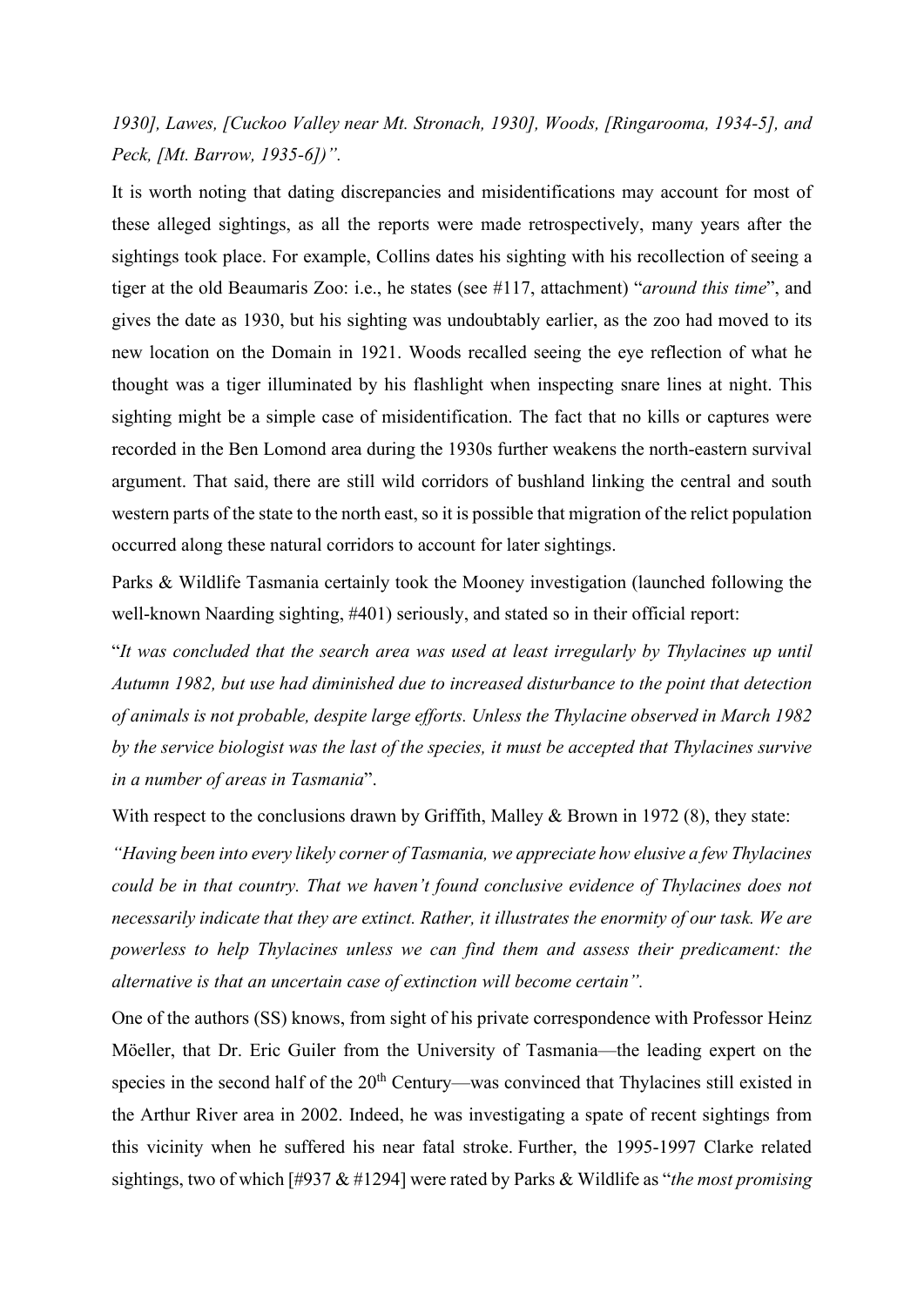*1930], Lawes, [Cuckoo Valley near Mt. Stronach, 1930], Woods, [Ringarooma, 1934-5], and Peck, [Mt. Barrow, 1935-6])".*

It is worth noting that dating discrepancies and misidentifications may account for most of these alleged sightings, as all the reports were made retrospectively, many years after the sightings took place. For example, Collins dates his sighting with his recollection of seeing a tiger at the old Beaumaris Zoo: i.e., he states (see #117, attachment) "*around this time*", and gives the date as 1930, but his sighting was undoubtably earlier, as the zoo had moved to its new location on the Domain in 1921. Woods recalled seeing the eye reflection of what he thought was a tiger illuminated by his flashlight when inspecting snare lines at night. This sighting might be a simple case of misidentification. The fact that no kills or captures were recorded in the Ben Lomond area during the 1930s further weakens the north-eastern survival argument. That said, there are still wild corridors of bushland linking the central and south western parts of the state to the north east, so it is possible that migration of the relict population occurred along these natural corridors to account for later sightings.

Parks & Wildlife Tasmania certainly took the Mooney investigation (launched following the well-known Naarding sighting, #401) seriously, and stated so in their official report:

"*It was concluded that the search area was used at least irregularly by Thylacines up until Autumn 1982, but use had diminished due to increased disturbance to the point that detection of animals is not probable, despite large efforts. Unless the Thylacine observed in March 1982 by the service biologist was the last of the species, it must be accepted that Thylacines survive in a number of areas in Tasmania*".

With respect to the conclusions drawn by Griffith, Malley & Brown in 1972 (8), they state:

*"Having been into every likely corner of Tasmania, we appreciate how elusive a few Thylacines could be in that country. That we haven't found conclusive evidence of Thylacines does not necessarily indicate that they are extinct. Rather, it illustrates the enormity of our task. We are powerless to help Thylacines unless we can find them and assess their predicament: the alternative is that an uncertain case of extinction will become certain".*

One of the authors (SS) knows, from sight of his private correspondence with Professor Heinz Möeller, that Dr. Eric Guiler from the University of Tasmania—the leading expert on the species in the second half of the 20th Century—was convinced that Thylacines still existed in the Arthur River area in 2002. Indeed, he was investigating a spate of recent sightings from this vicinity when he suffered his near fatal stroke. Further, the 1995-1997 Clarke related sightings, two of which [#937 & #1294] were rated by Parks & Wildlife as "*the most promising*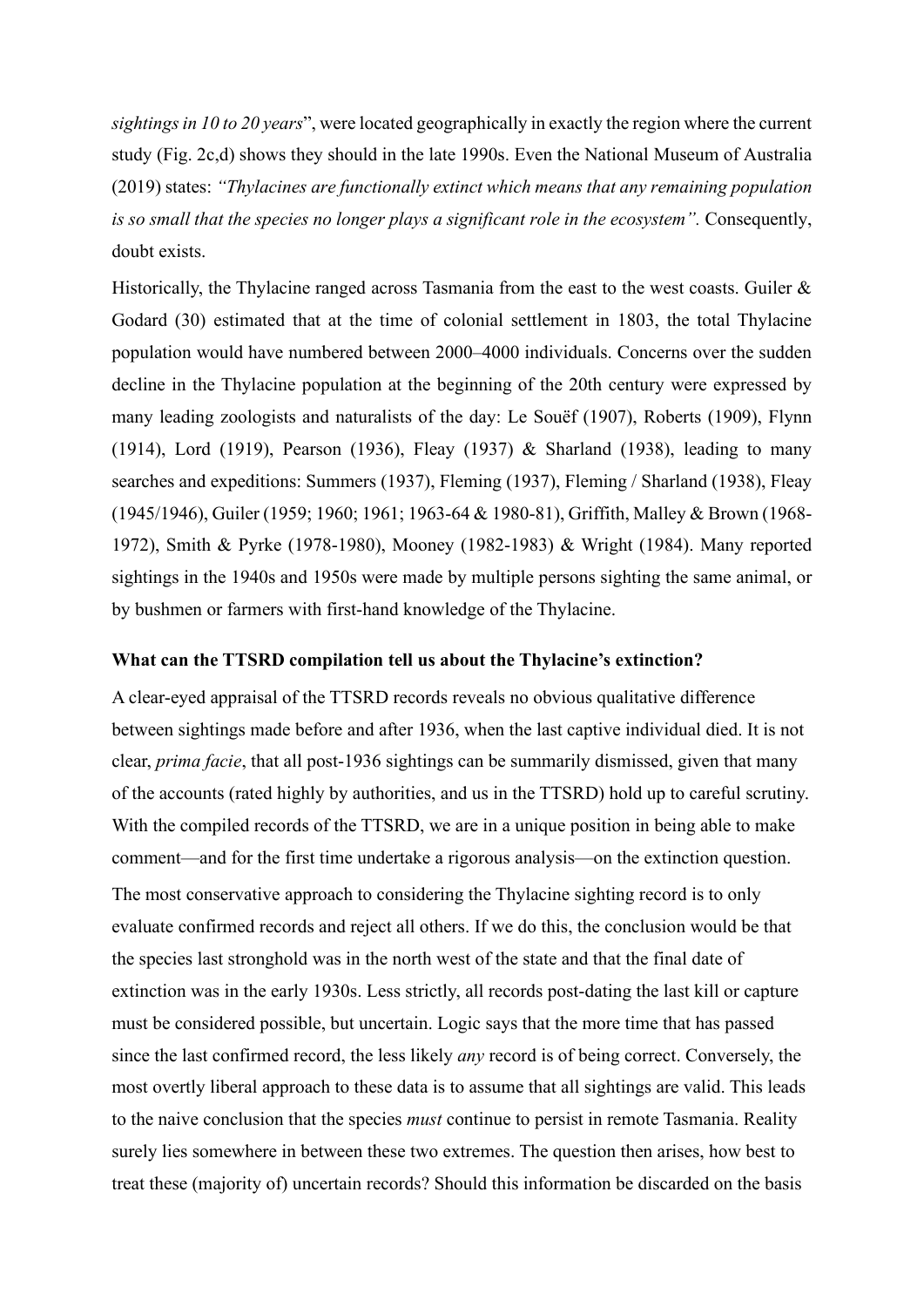*sightings in 10 to 20 years*", were located geographically in exactly the region where the current study (Fig. 2c,d) shows they should in the late 1990s. Even the National Museum of Australia (2019) states: *"Thylacines are functionally extinct which means that any remaining population is so small that the species no longer plays a significant role in the ecosystem".* Consequently, doubt exists.

Historically, the Thylacine ranged across Tasmania from the east to the west coasts. Guiler & Godard (30) estimated that at the time of colonial settlement in 1803, the total Thylacine population would have numbered between 2000–4000 individuals. Concerns over the sudden decline in the Thylacine population at the beginning of the 20th century were expressed by many leading zoologists and naturalists of the day: Le Souëf (1907), Roberts (1909), Flynn (1914), Lord (1919), Pearson (1936), Fleay (1937) & Sharland (1938), leading to many searches and expeditions: Summers (1937), Fleming (1937), Fleming / Sharland (1938), Fleay (1945/1946), Guiler (1959; 1960; 1961; 1963-64 & 1980-81), Griffith, Malley & Brown (1968-1972), Smith & Pyrke (1978-1980), Mooney (1982-1983) & Wright (1984). Many reported sightings in the 1940s and 1950s were made by multiple persons sighting the same animal, or by bushmen or farmers with first-hand knowledge of the Thylacine.

**What can the TTSRD compilation tell us about the Thylacine's extinction?**

A clear-eyed appraisal of the TTSRD records reveals no obvious qualitative difference between sightings made before and after 1936, when the last captive individual died. It is not clear, *prima facie*, that all post-1936 sightings can be summarily dismissed, given that many of the accounts (rated highly by authorities, and us in the TTSRD) hold up to careful scrutiny. With the compiled records of the TTSRD, we are in a unique position in being able to make comment—and for the first time undertake a rigorous analysis—on the extinction question.

The most conservative approach to considering the Thylacine sighting record is to only evaluate confirmed records and reject all others. If we do this, the conclusion would be that the species last stronghold was in the north west of the state and that the final date of extinction was in the early 1930s. Less strictly, all records post-dating the last kill or capture must be considered possible, but uncertain. Logic says that the more time that has passed since the last confirmed record, the less likely *any* record is of being correct. Conversely, the most overtly liberal approach to these data is to assume that all sightings are valid. This leads to the naive conclusion that the species *must* continue to persist in remote Tasmania. Reality surely lies somewhere in between these two extremes. The question then arises, how best to treat these (majority of) uncertain records? Should this information be discarded on the basis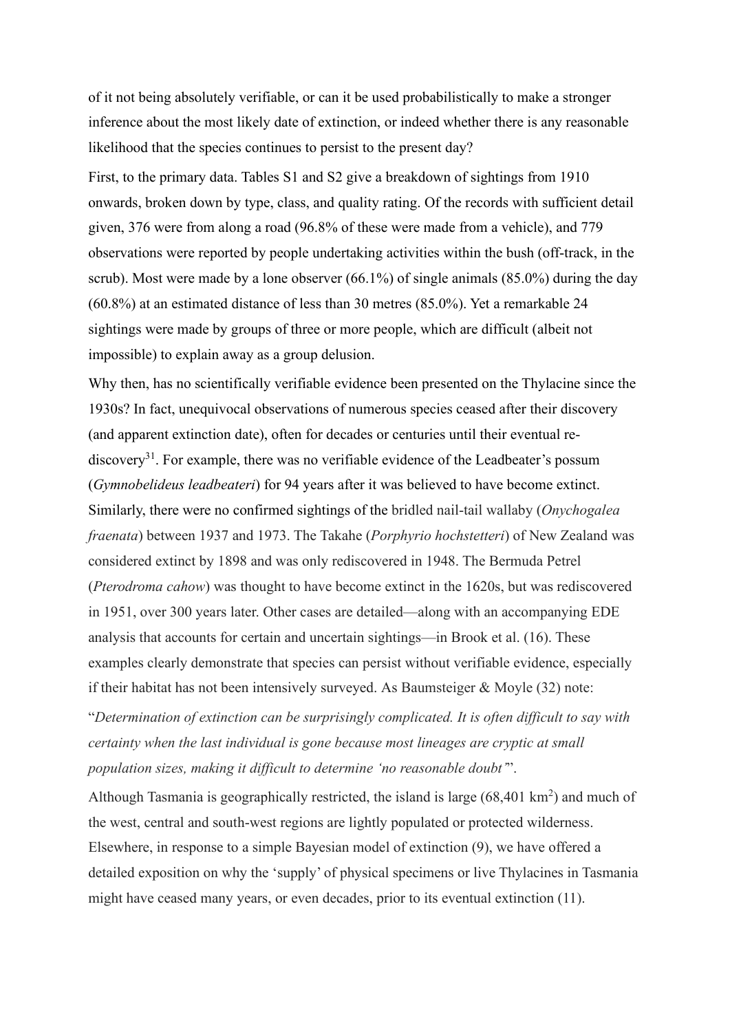of it not being absolutely verifiable, or can it be used probabilistically to make a stronger inference about the most likely date of extinction, or indeed whether there is any reasonable likelihood that the species continues to persist to the present day?

First, to the primary data. Tables S1 and S2 give a breakdown of sightings from 1910 onwards, broken down by type, class, and quality rating. Of the records with sufficient detail given, 376 were from along a road (96.8% of these were made from a vehicle), and 779 observations were reported by people undertaking activities within the bush (off-track, in the scrub). Most were made by a lone observer (66.1%) of single animals (85.0%) during the day (60.8%) at an estimated distance of less than 30 metres (85.0%). Yet a remarkable 24 sightings were made by groups of three or more people, which are difficult (albeit not impossible) to explain away as a group delusion.

Why then, has no scientifically verifiable evidence been presented on the Thylacine since the 1930s? In fact, unequivocal observations of numerous species ceased after their discovery (and apparent extinction date), often for decades or centuries until their eventual re-discovery[31]. For example, there was no verifiable evidence of the Leadbeater's possum (*Gymnobelideus leadbeateri*) for 94 years after it was believed to have become extinct. Similarly, there were no confirmed sightings of the bridled nail-tail wallaby (*Onychogalea fraenata*) between 1937 and 1973. The Takahe (*Porphyrio hochstetteri*) of New Zealand was considered extinct by 1898 and was only rediscovered in 1948. The Bermuda Petrel (*Pterodroma cahow*) was thought to have become extinct in the 1620s, but was rediscovered in 1951, over 300 years later. Other cases are detailed—along with an accompanying EDE analysis that accounts for certain and uncertain sightings—in Brook et al. (16). These examples clearly demonstrate that species can persist without verifiable evidence, especially if their habitat has not been intensively surveyed. As Baumsteiger & Moyle (32) note:

"*Determination of extinction can be surprisingly complicated. It is often difficult to say with certainty when the last individual is gone because most lineages are cryptic at small population sizes, making it difficult to determine 'no reasonable doubt'*".

Although Tasmania is geographically restricted, the island is large (68,401 km$^2$) and much of the west, central and south-west regions are lightly populated or protected wilderness. Elsewhere, in response to a simple Bayesian model of extinction (9), we have offered a detailed exposition on why the 'supply' of physical specimens or live Thylacines in Tasmania might have ceased many years, or even decades, prior to its eventual extinction (11).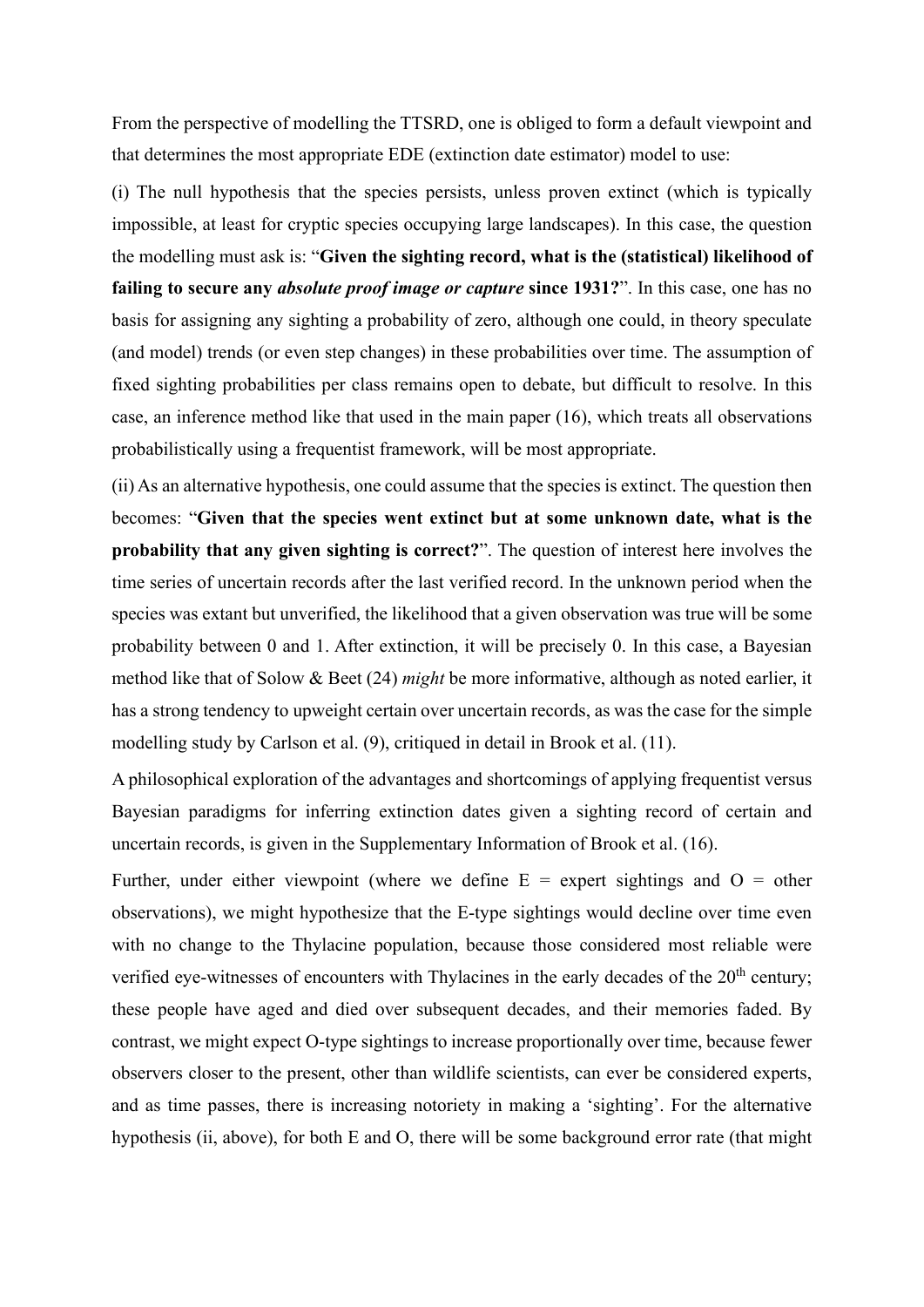From the perspective of modelling the TTSRD, one is obliged to form a default viewpoint and that determines the most appropriate EDE (extinction date estimator) model to use:

(i) The null hypothesis that the species persists, unless proven extinct (which is typically impossible, at least for cryptic species occupying large landscapes). In this case, the question the modelling must ask is: "**Given the sighting record, what is the (statistical) likelihood of failing to secure any *absolute proof image or capture* since 1931?**". In this case, one has no basis for assigning any sighting a probability of zero, although one could, in theory speculate (and model) trends (or even step changes) in these probabilities over time. The assumption of fixed sighting probabilities per class remains open to debate, but difficult to resolve. In this case, an inference method like that used in the main paper (16), which treats all observations probabilistically using a frequentist framework, will be most appropriate.

(ii) As an alternative hypothesis, one could assume that the species is extinct. The question then becomes: "**Given that the species went extinct but at some unknown date, what is the probability that any given sighting is correct?**". The question of interest here involves the time series of uncertain records after the last verified record. In the unknown period when the species was extant but unverified, the likelihood that a given observation was true will be some probability between 0 and 1. After extinction, it will be precisely 0. In this case, a Bayesian method like that of Solow & Beet (24) *might* be more informative, although as noted earlier, it has a strong tendency to upweight certain over uncertain records, as was the case for the simple modelling study by Carlson et al. (9), critiqued in detail in Brook et al. (11).

A philosophical exploration of the advantages and shortcomings of applying frequentist versus Bayesian paradigms for inferring extinction dates given a sighting record of certain and uncertain records, is given in the Supplementary Information of Brook et al. (16).

Further, under either viewpoint (where we define E = expert sightings and O = other observations), we might hypothesize that the E-type sightings would decline over time even with no change to the Thylacine population, because those considered most reliable were verified eye-witnesses of encounters with Thylacines in the early decades of the 20th century; these people have aged and died over subsequent decades, and their memories faded. By contrast, we might expect O-type sightings to increase proportionally over time, because fewer observers closer to the present, other than wildlife scientists, can ever be considered experts, and as time passes, there is increasing notoriety in making a 'sighting'. For the alternative hypothesis (ii, above), for both E and O, there will be some background error rate (that might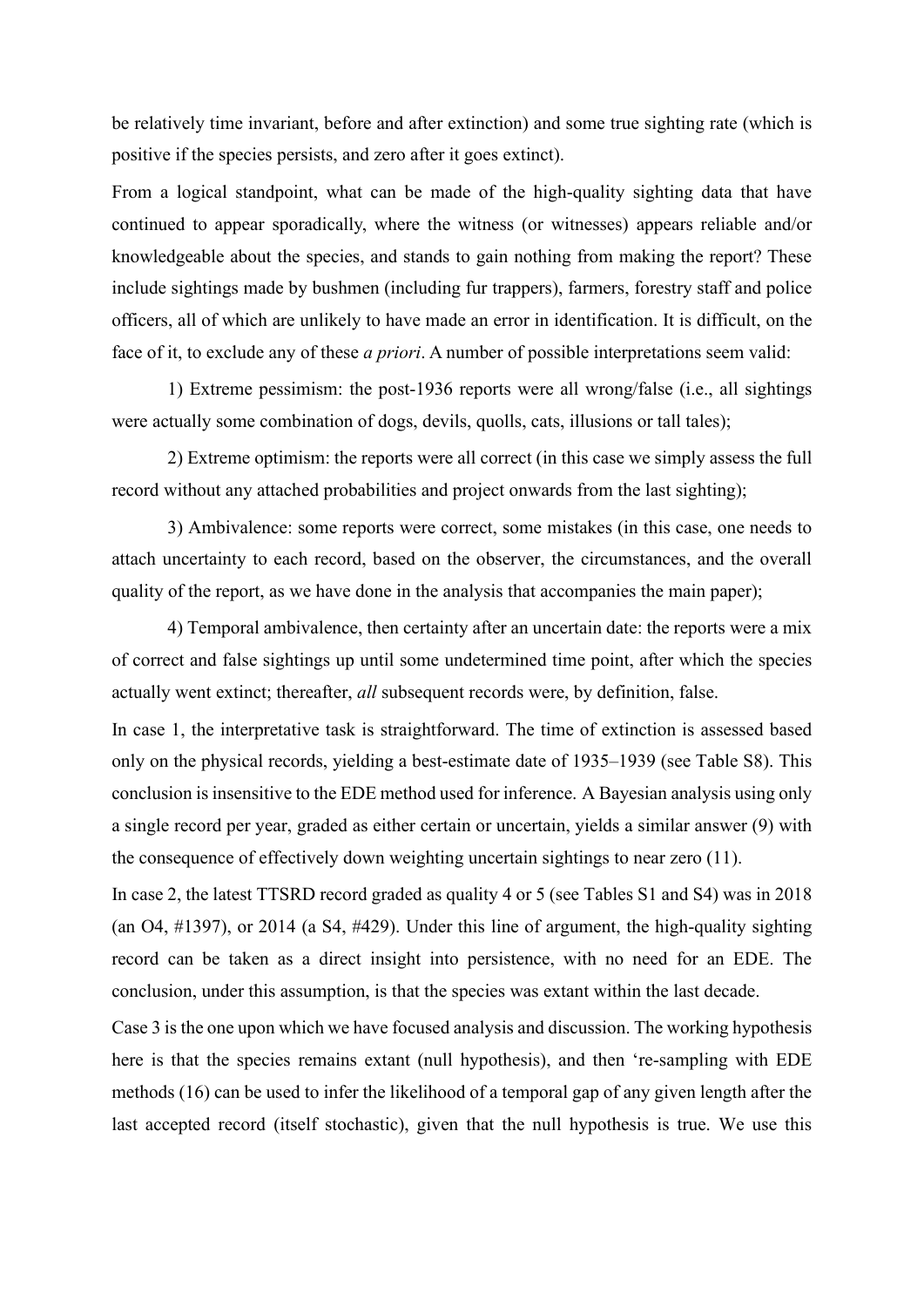be relatively time invariant, before and after extinction) and some true sighting rate (which is positive if the species persists, and zero after it goes extinct).

From a logical standpoint, what can be made of the high-quality sighting data that have continued to appear sporadically, where the witness (or witnesses) appears reliable and/or knowledgeable about the species, and stands to gain nothing from making the report? These include sightings made by bushmen (including fur trappers), farmers, forestry staff and police officers, all of which are unlikely to have made an error in identification. It is difficult, on the face of it, to exclude any of these *a priori*. A number of possible interpretations seem valid:

1) Extreme pessimism: the post-1936 reports were all wrong/false (i.e., all sightings were actually some combination of dogs, devils, quolls, cats, illusions or tall tales);

2) Extreme optimism: the reports were all correct (in this case we simply assess the full record without any attached probabilities and project onwards from the last sighting);

3) Ambivalence: some reports were correct, some mistakes (in this case, one needs to attach uncertainty to each record, based on the observer, the circumstances, and the overall quality of the report, as we have done in the analysis that accompanies the main paper);

4) Temporal ambivalence, then certainty after an uncertain date: the reports were a mix of correct and false sightings up until some undetermined time point, after which the species actually went extinct; thereafter, *all* subsequent records were, by definition, false.

In case 1, the interpretative task is straightforward. The time of extinction is assessed based only on the physical records, yielding a best-estimate date of 1935–1939 (see Table S8). This conclusion is insensitive to the EDE method used for inference. A Bayesian analysis using only a single record per year, graded as either certain or uncertain, yields a similar answer (9) with the consequence of effectively down weighting uncertain sightings to near zero (11).

In case 2, the latest TTSRD record graded as quality 4 or 5 (see Tables S1 and S4) was in 2018 (an O4, #1397), or 2014 (a S4, #429). Under this line of argument, the high-quality sighting record can be taken as a direct insight into persistence, with no need for an EDE. The conclusion, under this assumption, is that the species was extant within the last decade.

Case 3 is the one upon which we have focused analysis and discussion. The working hypothesis here is that the species remains extant (null hypothesis), and then 're-sampling with EDE methods (16) can be used to infer the likelihood of a temporal gap of any given length after the last accepted record (itself stochastic), given that the null hypothesis is true. We use this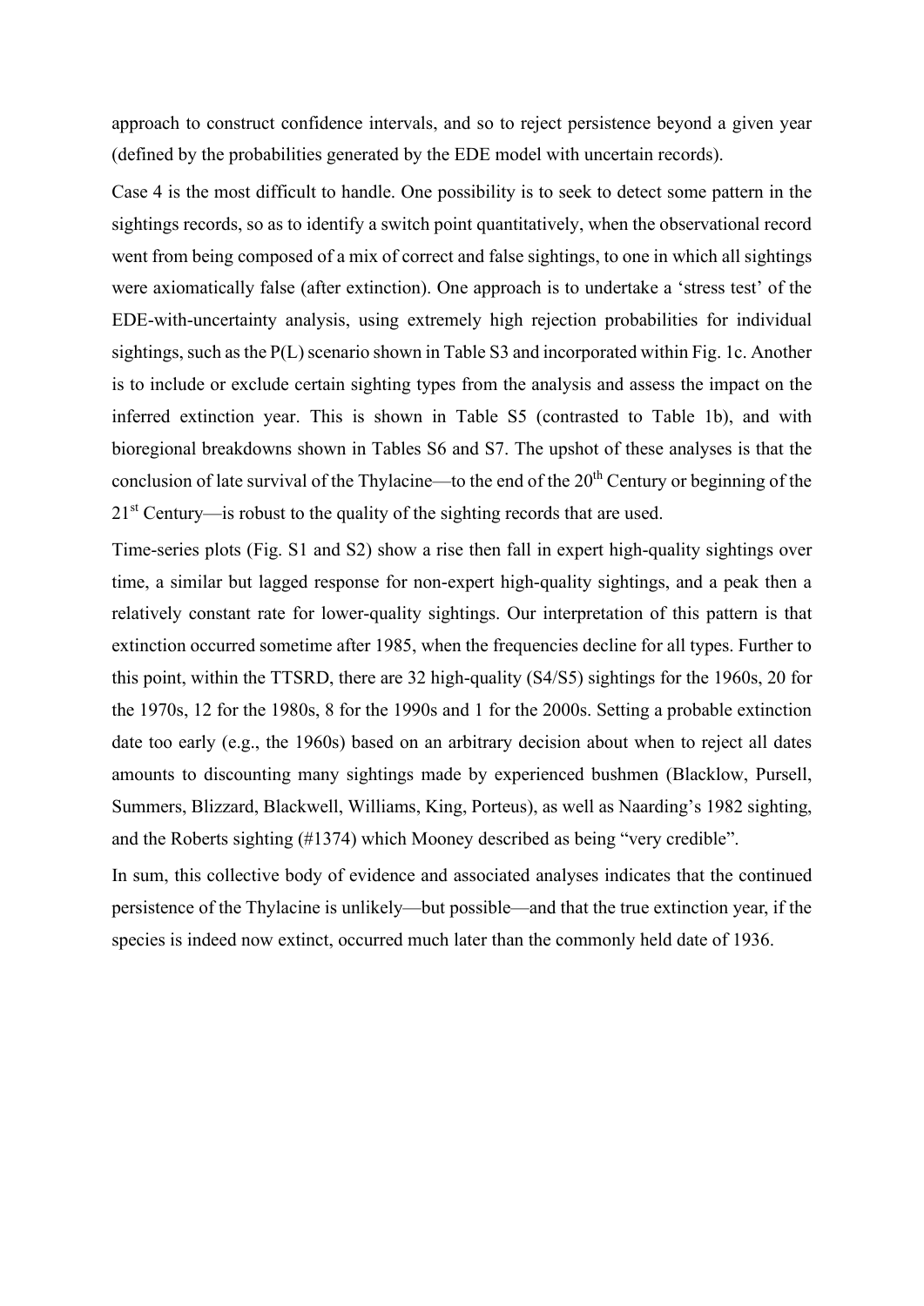approach to construct confidence intervals, and so to reject persistence beyond a given year (defined by the probabilities generated by the EDE model with uncertain records).

Case 4 is the most difficult to handle. One possibility is to seek to detect some pattern in the sightings records, so as to identify a switch point quantitatively, when the observational record went from being composed of a mix of correct and false sightings, to one in which all sightings were axiomatically false (after extinction). One approach is to undertake a 'stress test' of the EDE-with-uncertainty analysis, using extremely high rejection probabilities for individual sightings, such as the P(L) scenario shown in Table S3 and incorporated within Fig. 1c. Another is to include or exclude certain sighting types from the analysis and assess the impact on the inferred extinction year. This is shown in Table S5 (contrasted to Table 1b), and with bioregional breakdowns shown in Tables S6 and S7. The upshot of these analyses is that the conclusion of late survival of the Thylacine—to the end of the 20th Century or beginning of the 21st Century—is robust to the quality of the sighting records that are used.

Time-series plots (Fig. S1 and S2) show a rise then fall in expert high-quality sightings over time, a similar but lagged response for non-expert high-quality sightings, and a peak then a relatively constant rate for lower-quality sightings. Our interpretation of this pattern is that extinction occurred sometime after 1985, when the frequencies decline for all types. Further to this point, within the TTSRD, there are 32 high-quality (S4/S5) sightings for the 1960s, 20 for the 1970s, 12 for the 1980s, 8 for the 1990s and 1 for the 2000s. Setting a probable extinction date too early (e.g., the 1960s) based on an arbitrary decision about when to reject all dates amounts to discounting many sightings made by experienced bushmen (Blacklow, Pursell, Summers, Blizzard, Blackwell, Williams, King, Porteus), as well as Naarding's 1982 sighting, and the Roberts sighting (#1374) which Mooney described as being "very credible".

In sum, this collective body of evidence and associated analyses indicates that the continued persistence of the Thylacine is unlikely—but possible—and that the true extinction year, if the species is indeed now extinct, occurred much later than the commonly held date of 1936.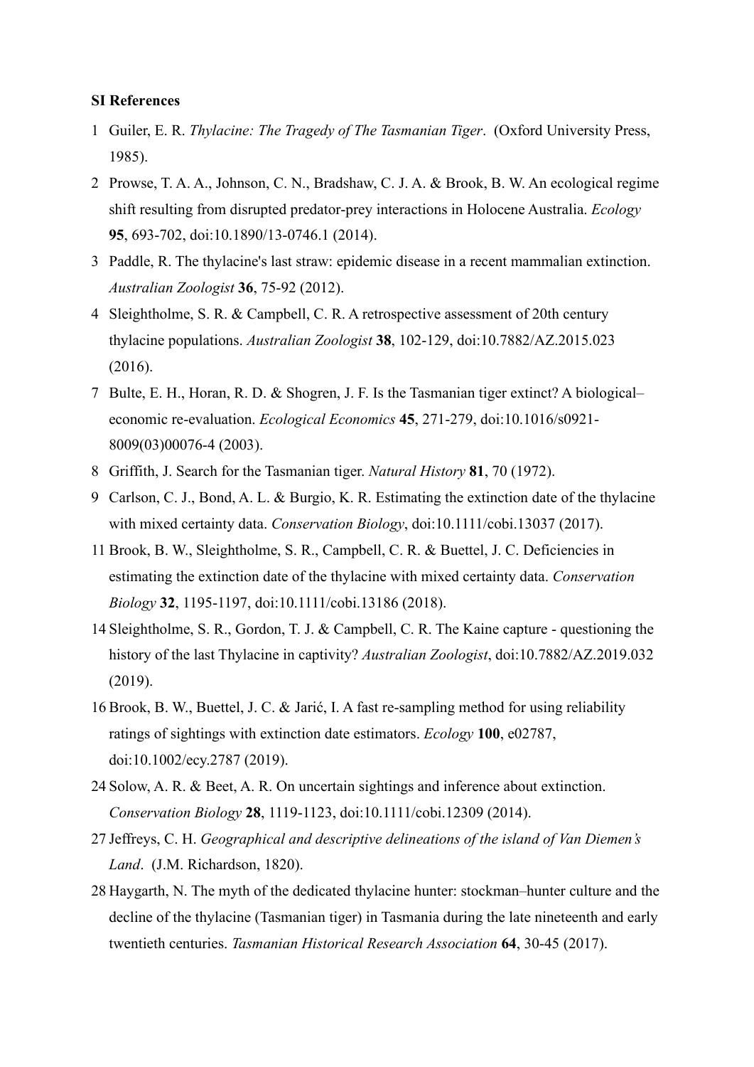**SI References**

1 Guiler, E. R. *Thylacine: The Tragedy of The Tasmanian Tiger*. (Oxford University Press, 1985).

2 Prowse, T. A. A., Johnson, C. N., Bradshaw, C. J. A. & Brook, B. W. An ecological regime shift resulting from disrupted predator-prey interactions in Holocene Australia. *Ecology* **95**, 693-702, doi:10.1890/13-0746.1 (2014).

3 Paddle, R. The thylacine's last straw: epidemic disease in a recent mammalian extinction. *Australian Zoologist* **36**, 75-92 (2012).

4 Sleightholme, S. R. & Campbell, C. R. A retrospective assessment of 20th century thylacine populations. *Australian Zoologist* **38**, 102-129, doi:10.7882/AZ.2015.023 (2016).

7 Bulte, E. H., Horan, R. D. & Shogren, J. F. Is the Tasmanian tiger extinct? A biological–economic re-evaluation. *Ecological Economics* **45**, 271-279, doi:10.1016/s0921-8009(03)00076-4 (2003).

8 Griffith, J. Search for the Tasmanian tiger. *Natural History* **81**, 70 (1972).

9 Carlson, C. J., Bond, A. L. & Burgio, K. R. Estimating the extinction date of the thylacine with mixed certainty data. *Conservation Biology*, doi:10.1111/cobi.13037 (2017).

11 Brook, B. W., Sleightholme, S. R., Campbell, C. R. & Buettel, J. C. Deficiencies in estimating the extinction date of the thylacine with mixed certainty data. *Conservation Biology* **32**, 1195-1197, doi:10.1111/cobi.13186 (2018).

14 Sleightholme, S. R., Gordon, T. J. & Campbell, C. R. The Kaine capture - questioning the history of the last Thylacine in captivity? *Australian Zoologist*, doi:10.7882/AZ.2019.032 (2019).

16 Brook, B. W., Buettel, J. C. & Jarić, I. A fast re-sampling method for using reliability ratings of sightings with extinction date estimators. *Ecology* **100**, e02787, doi:10.1002/ecy.2787 (2019).

24 Solow, A. R. & Beet, A. R. On uncertain sightings and inference about extinction. *Conservation Biology* **28**, 1119-1123, doi:10.1111/cobi.12309 (2014).

27 Jeffreys, C. H. *Geographical and descriptive delineations of the island of Van Diemen's Land*. (J.M. Richardson, 1820).

28 Haygarth, N. The myth of the dedicated thylacine hunter: stockman–hunter culture and the decline of the thylacine (Tasmanian tiger) in Tasmania during the late nineteenth and early twentieth centuries. *Tasmanian Historical Research Association* **64**, 30-45 (2017).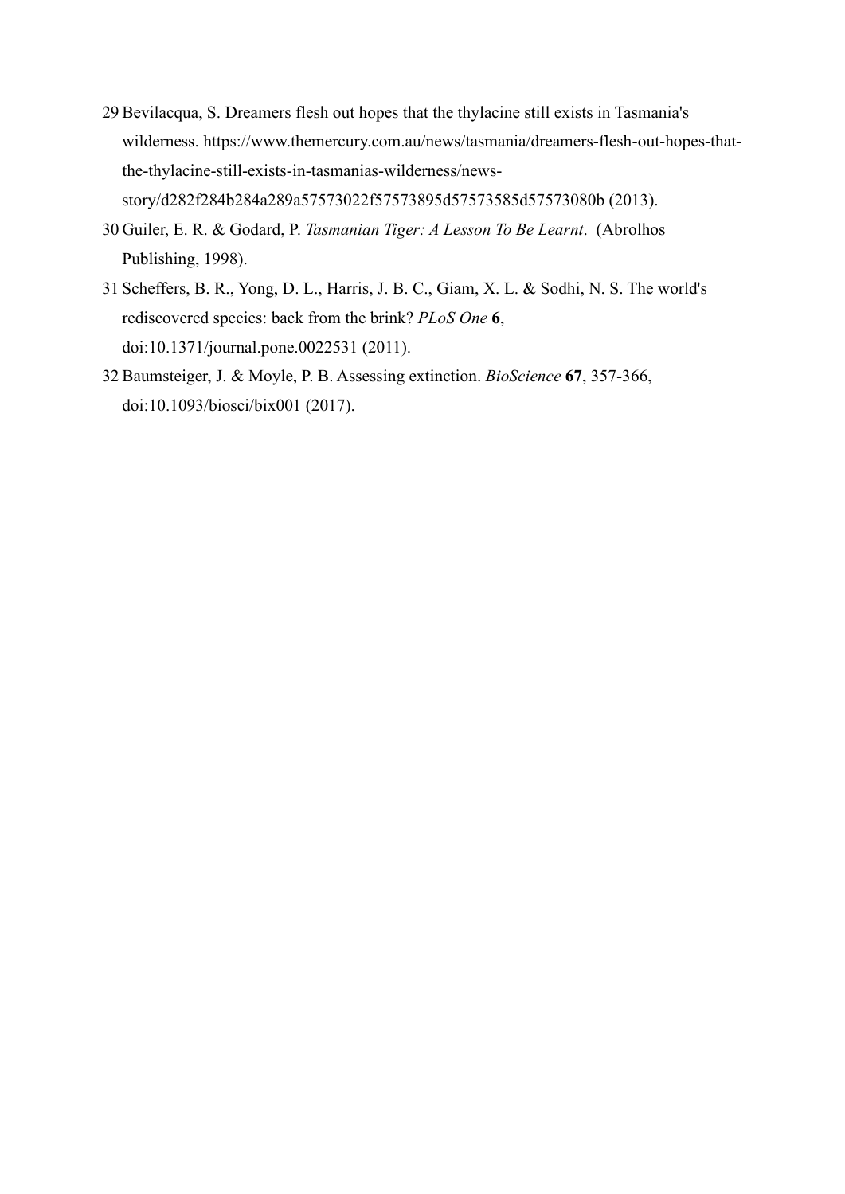29. Bevilacqua, S. Dreamers flesh out hopes that the thylacine still exists in Tasmania's wilderness. https://www.themercury.com.au/news/tasmania/dreamers-flesh-out-hopes-that-the-thylacine-still-exists-in-tasmanias-wilderness/news-story/d282f284b284a289a57573022f57573895d57573585d57573080b (2013).
30. Guiler, E. R. & Godard, P. *Tasmanian Tiger: A Lesson To Be Learnt*. (Abrolhos Publishing, 1998).
31. Scheffers, B. R., Yong, D. L., Harris, J. B. C., Giam, X. L. & Sodhi, N. S. The world's rediscovered species: back from the brink? *PLoS One* **6**, doi:10.1371/journal.pone.0022531 (2011).
32. Baumsteiger, J. & Moyle, P. B. Assessing extinction. *BioScience* **67**, 357-366, doi:10.1093/biosci/bix001 (2017).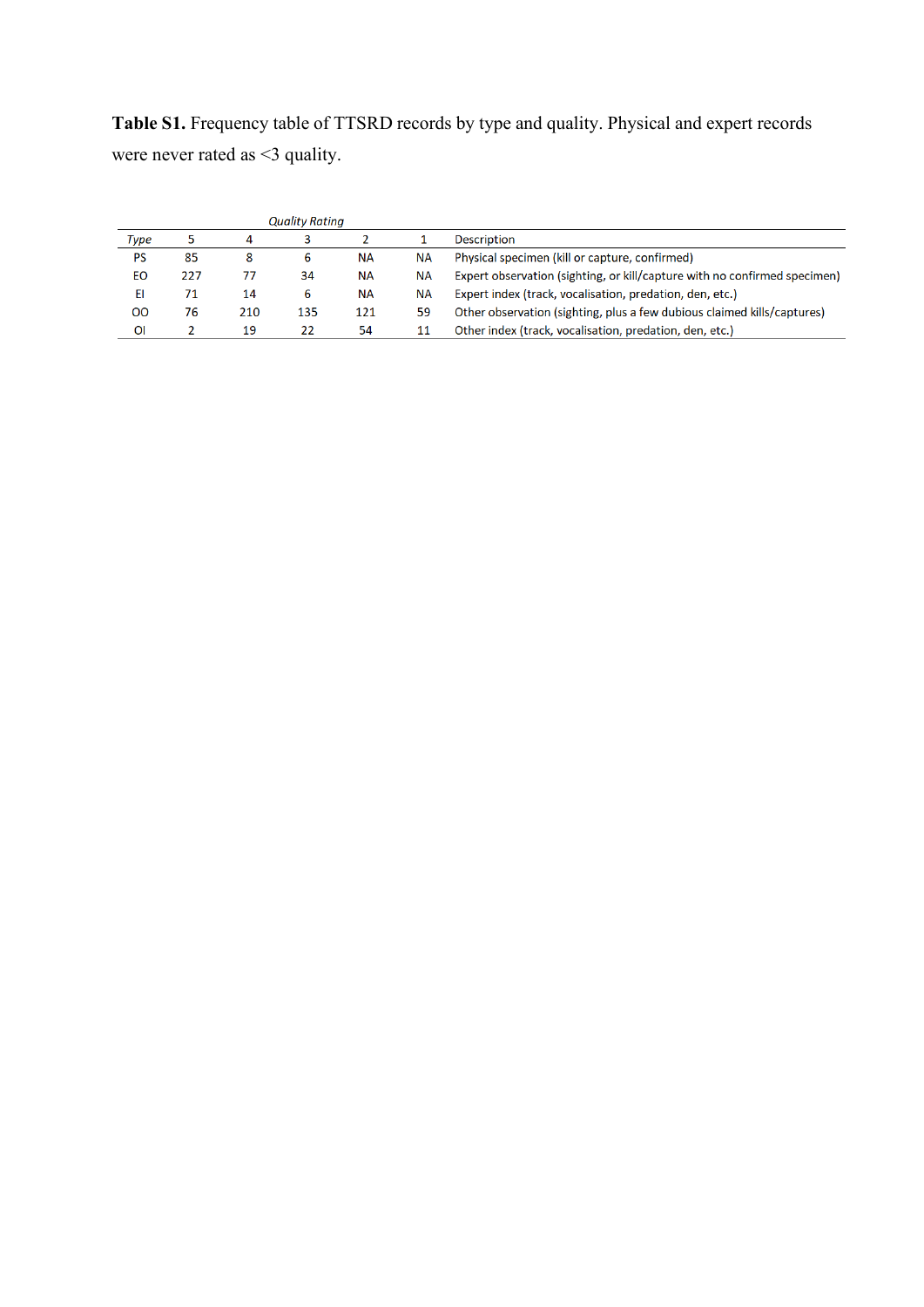**Table S1.** Frequency table of TTSRD records by type and quality. Physical and expert records were never rated as <3 quality.

| | *Quality Rating* | | | | | |
|---|---|---|---|---|---|---|
| *Type* | 5 | 4 | 3 | 2 | 1 | Description |
| PS | 85 | 8 | 6 | NA | NA | Physical specimen (kill or capture, confirmed) |
| EO | 227 | 77 | 34 | NA | NA | Expert observation (sighting, or kill/capture with no confirmed specimen) |
| EI | 71 | 14 | 6 | NA | NA | Expert index (track, vocalisation, predation, den, etc.) |
| OO | 76 | 210 | 135 | 121 | 59 | Other observation (sighting, plus a few dubious claimed kills/captures) |
| OI | 2 | 19 | 22 | 54 | 11 | Other index (track, vocalisation, predation, den, etc.) |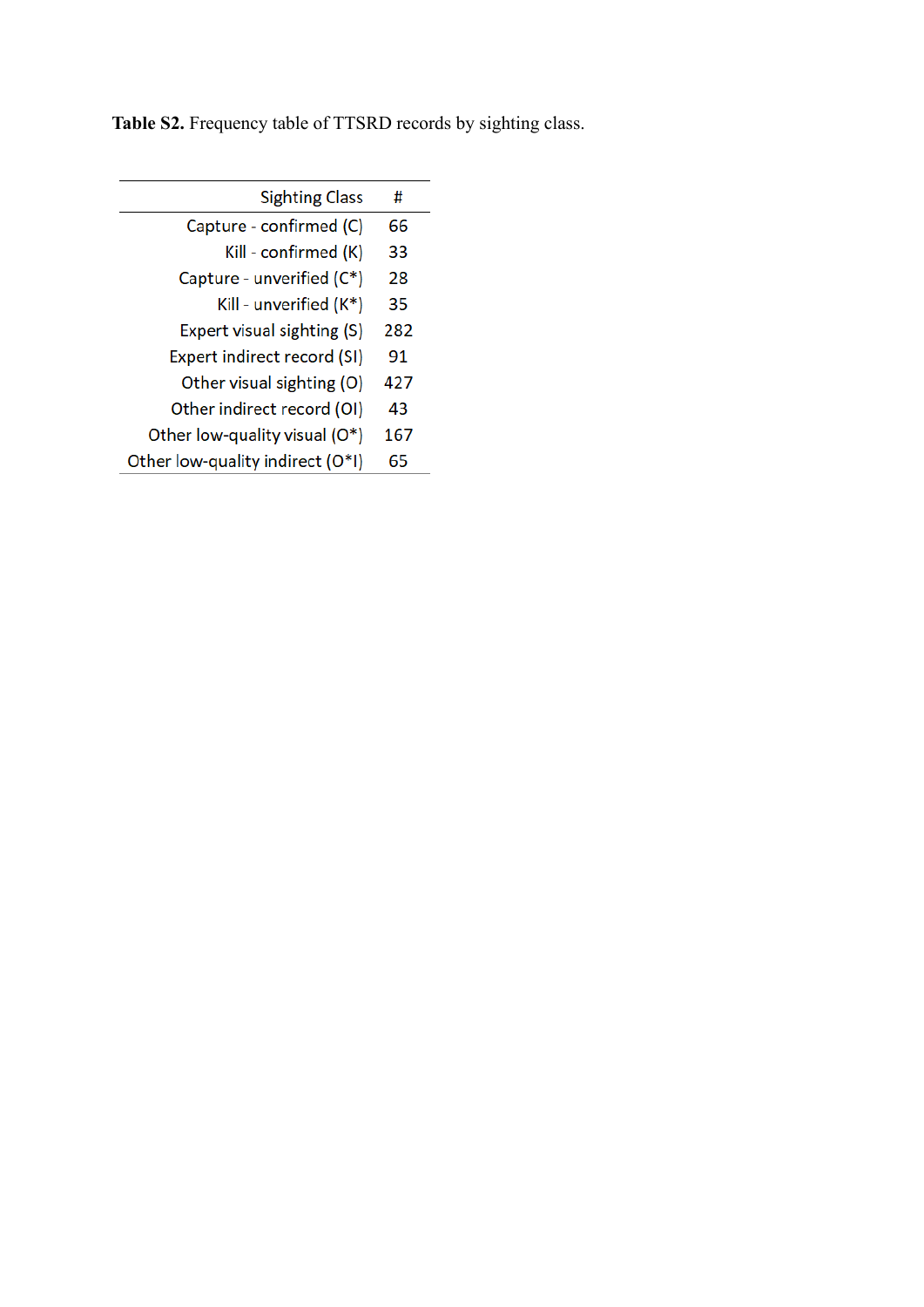**Table S2.** Frequency table of TTSRD records by sighting class.

| Sighting Class | # |
|---:|---:|
| Capture - confirmed (C) | 66 |
| Kill - confirmed (K) | 33 |
| Capture - unverified (C*) | 28 |
| Kill - unverified (K*) | 35 |
| Expert visual sighting (S) | 282 |
| Expert indirect record (SI) | 91 |
| Other visual sighting (O) | 427 |
| Other indirect record (OI) | 43 |
| Other low-quality visual (O*) | 167 |
| Other low-quality indirect (O*I) | 65 |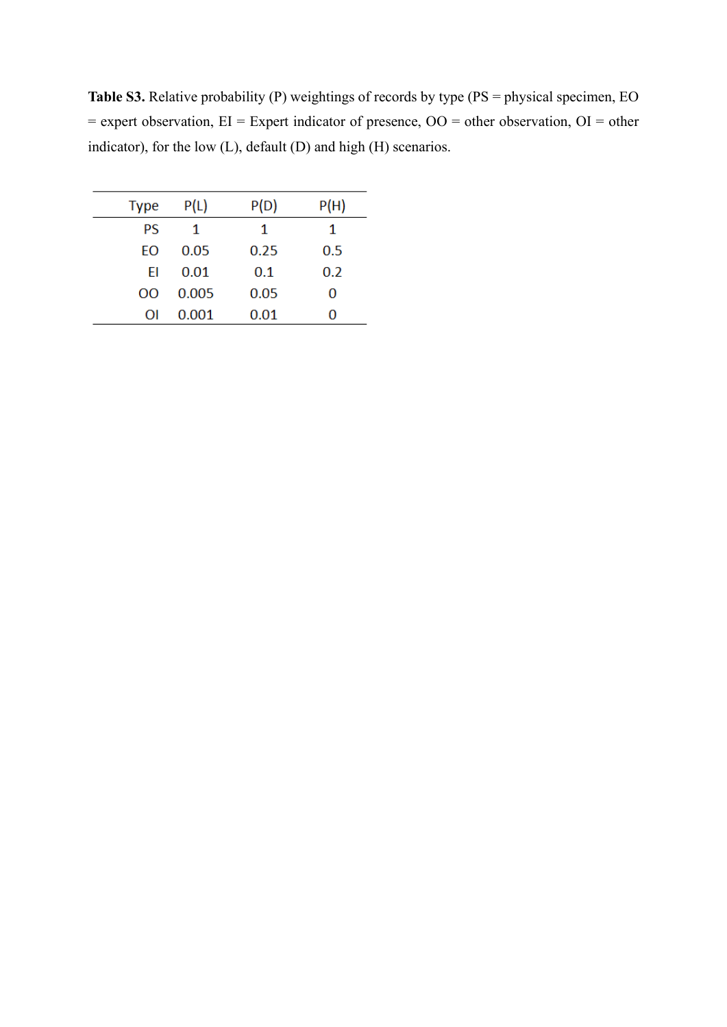**Table S3.** Relative probability (P) weightings of records by type (PS = physical specimen, EO = expert observation, EI = Expert indicator of presence, OO = other observation, OI = other indicator), for the low (L), default (D) and high (H) scenarios.

| Type | P(L) | P(D) | P(H) |
|---|---|---|---|
| PS | 1 | 1 | 1 |
| EO | 0.05 | 0.25 | 0.5 |
| EI | 0.01 | 0.1 | 0.2 |
| OO | 0.005 | 0.05 | 0 |
| OI | 0.001 | 0.01 | 0 |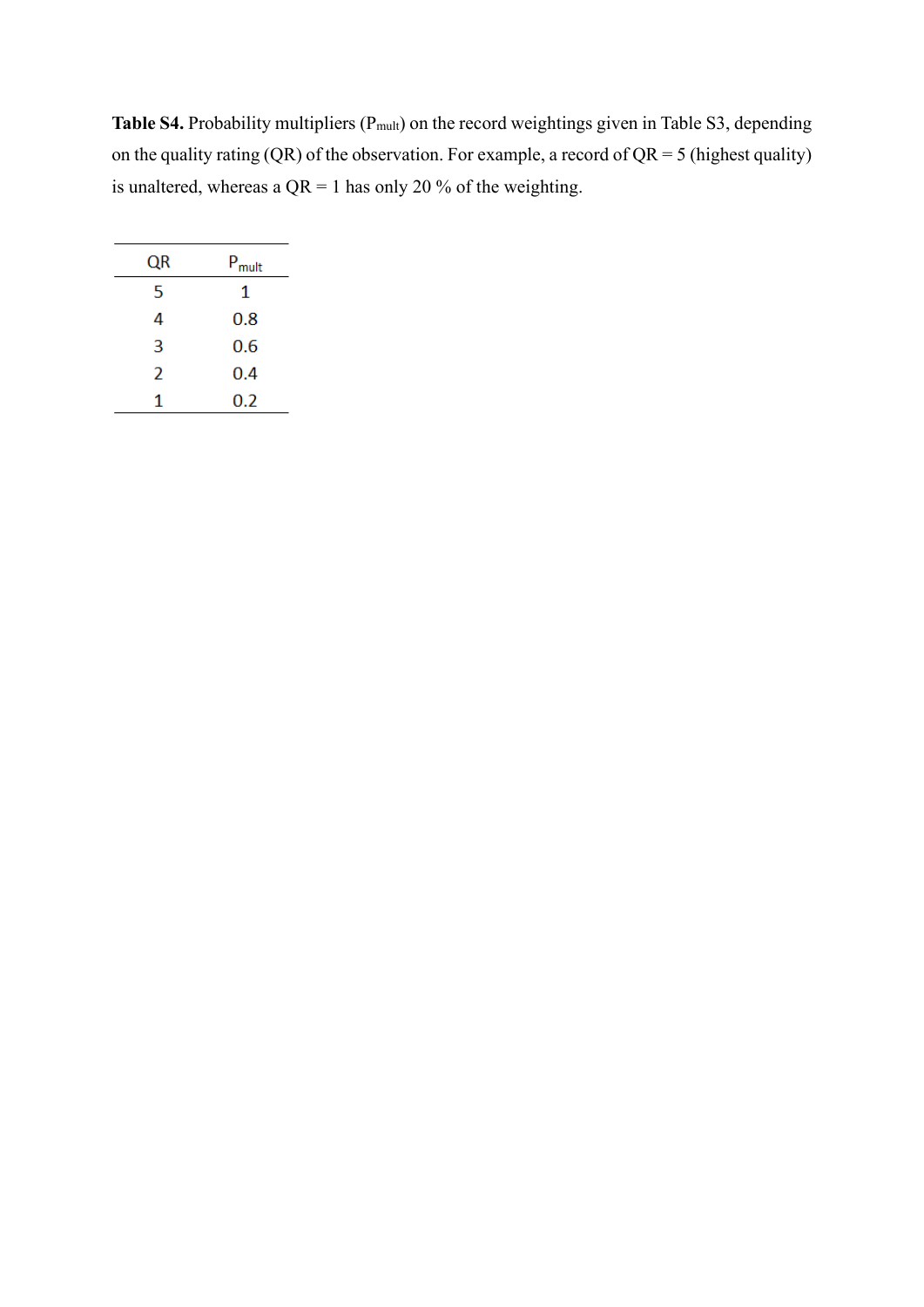**Table S4.** Probability multipliers ($P_{mult}$) on the record weightings given in Table S3, depending on the quality rating (QR) of the observation. For example, a record of QR = 5 (highest quality) is unaltered, whereas a QR = 1 has only 20 % of the weighting.

| QR | $P_{mult}$ |
|---|---|
| 5 | 1 |
| 4 | 0.8 |
| 3 | 0.6 |
| 2 | 0.4 |
| 1 | 0.2 |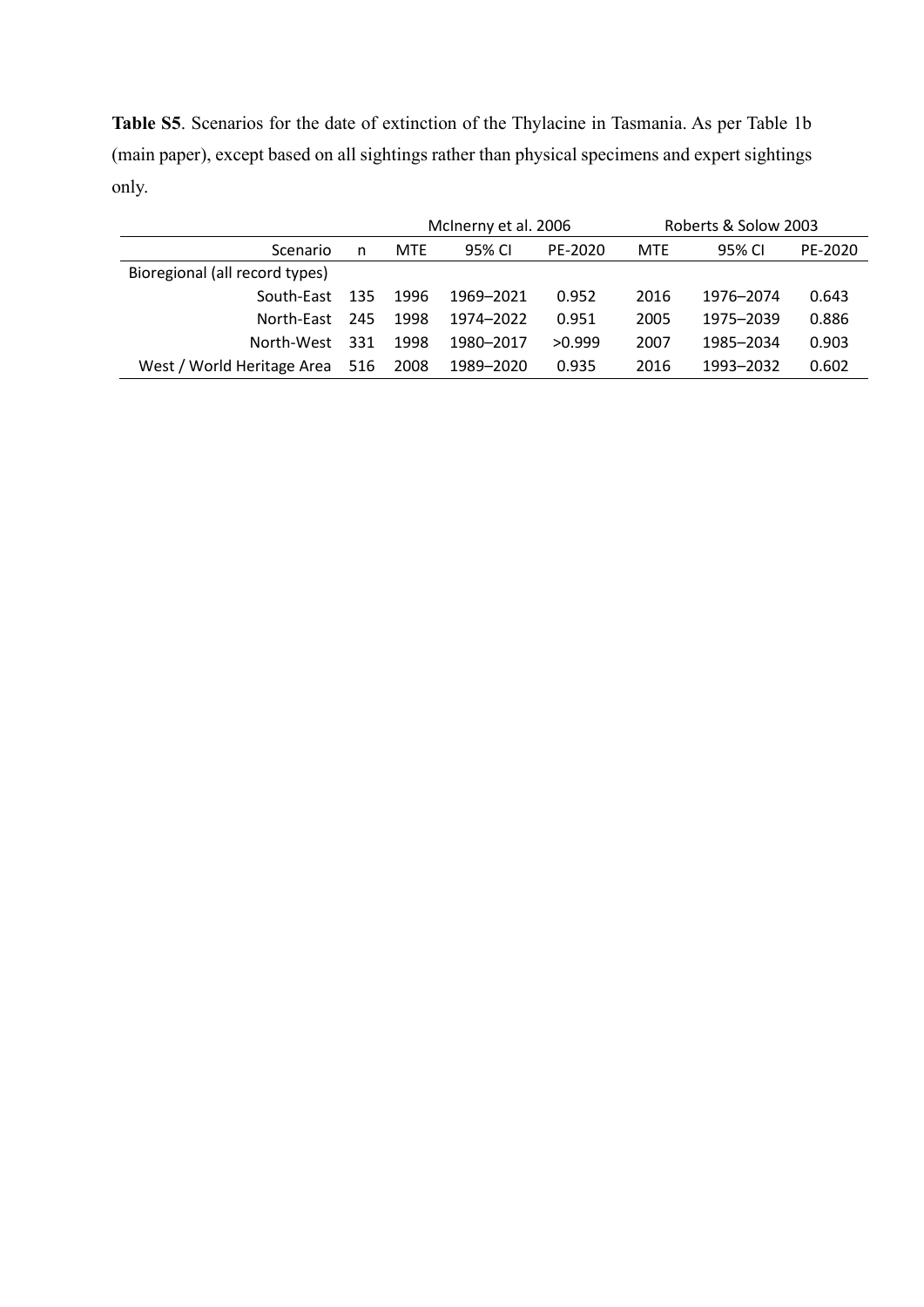**Table S5**. Scenarios for the date of extinction of the Thylacine in Tasmania. As per Table 1b (main paper), except based on all sightings rather than physical specimens and expert sightings only.

| | | McInerny et al. 2006 | | | Roberts & Solow 2003 | | |
|---|---|---|---|---|---|---|---|
| Scenario | n | MTE | 95% CI | PE-2020 | MTE | 95% CI | PE-2020 |
| Bioregional (all record types) | | | | | | | |
| South-East | 135 | 1996 | 1969–2021 | 0.952 | 2016 | 1976–2074 | 0.643 |
| North-East | 245 | 1998 | 1974–2022 | 0.951 | 2005 | 1975–2039 | 0.886 |
| North-West | 331 | 1998 | 1980–2017 | >0.999 | 2007 | 1985–2034 | 0.903 |
| West / World Heritage Area | 516 | 2008 | 1989–2020 | 0.935 | 2016 | 1993–2032 | 0.602 |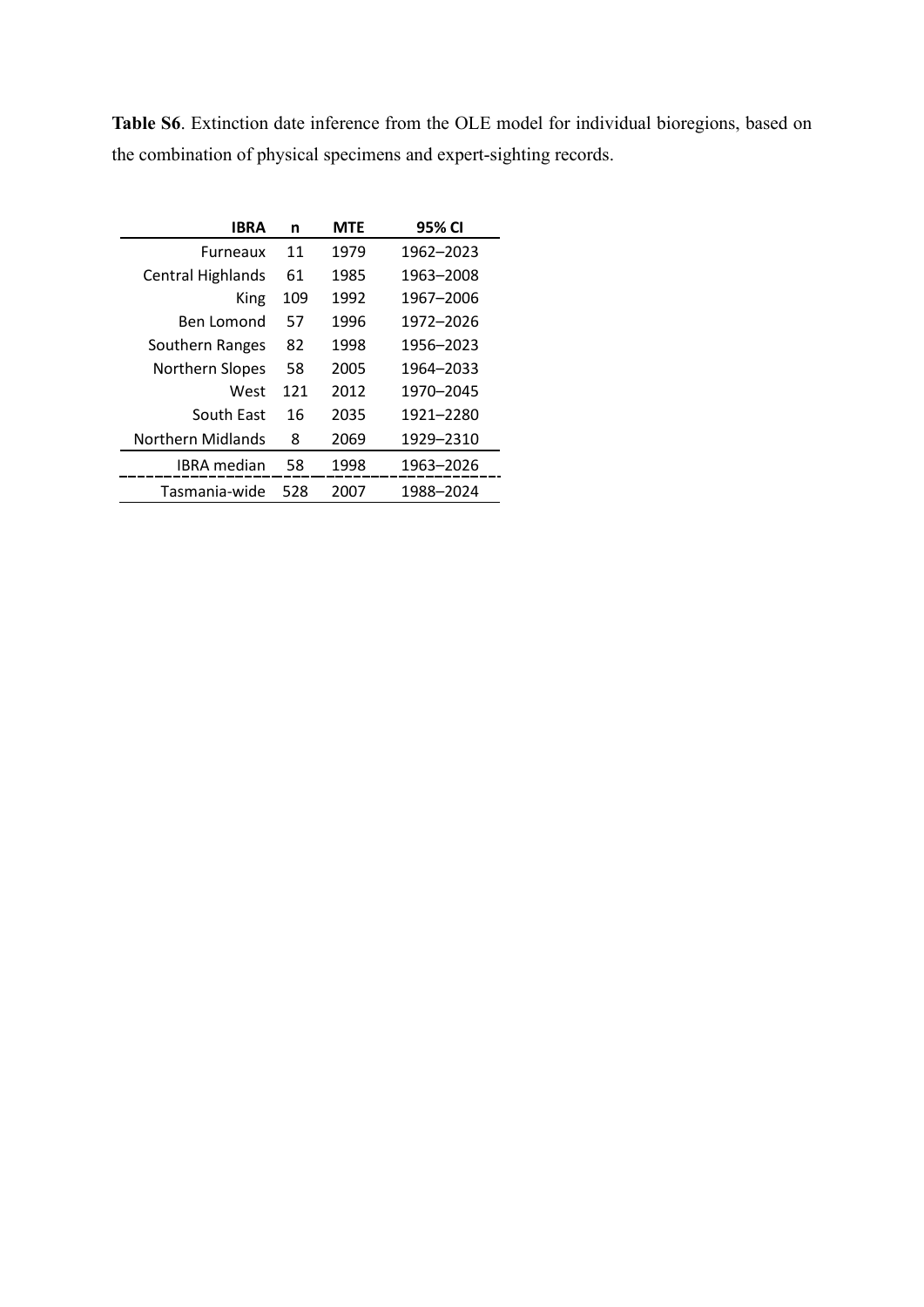**Table S6**. Extinction date inference from the OLE model for individual bioregions, based on the combination of physical specimens and expert-sighting records.

| IBRA | n | MTE | 95% CI |
|---|---|---|---|
| Furneaux | 11 | 1979 | 1962–2023 |
| Central Highlands | 61 | 1985 | 1963–2008 |
| King | 109 | 1992 | 1967–2006 |
| Ben Lomond | 57 | 1996 | 1972–2026 |
| Southern Ranges | 82 | 1998 | 1956–2023 |
| Northern Slopes | 58 | 2005 | 1964–2033 |
| West | 121 | 2012 | 1970–2045 |
| South East | 16 | 2035 | 1921–2280 |
| Northern Midlands | 8 | 2069 | 1929–2310 |
| IBRA median | 58 | 1998 | 1963–2026 |
| Tasmania-wide | 528 | 2007 | 1988–2024 |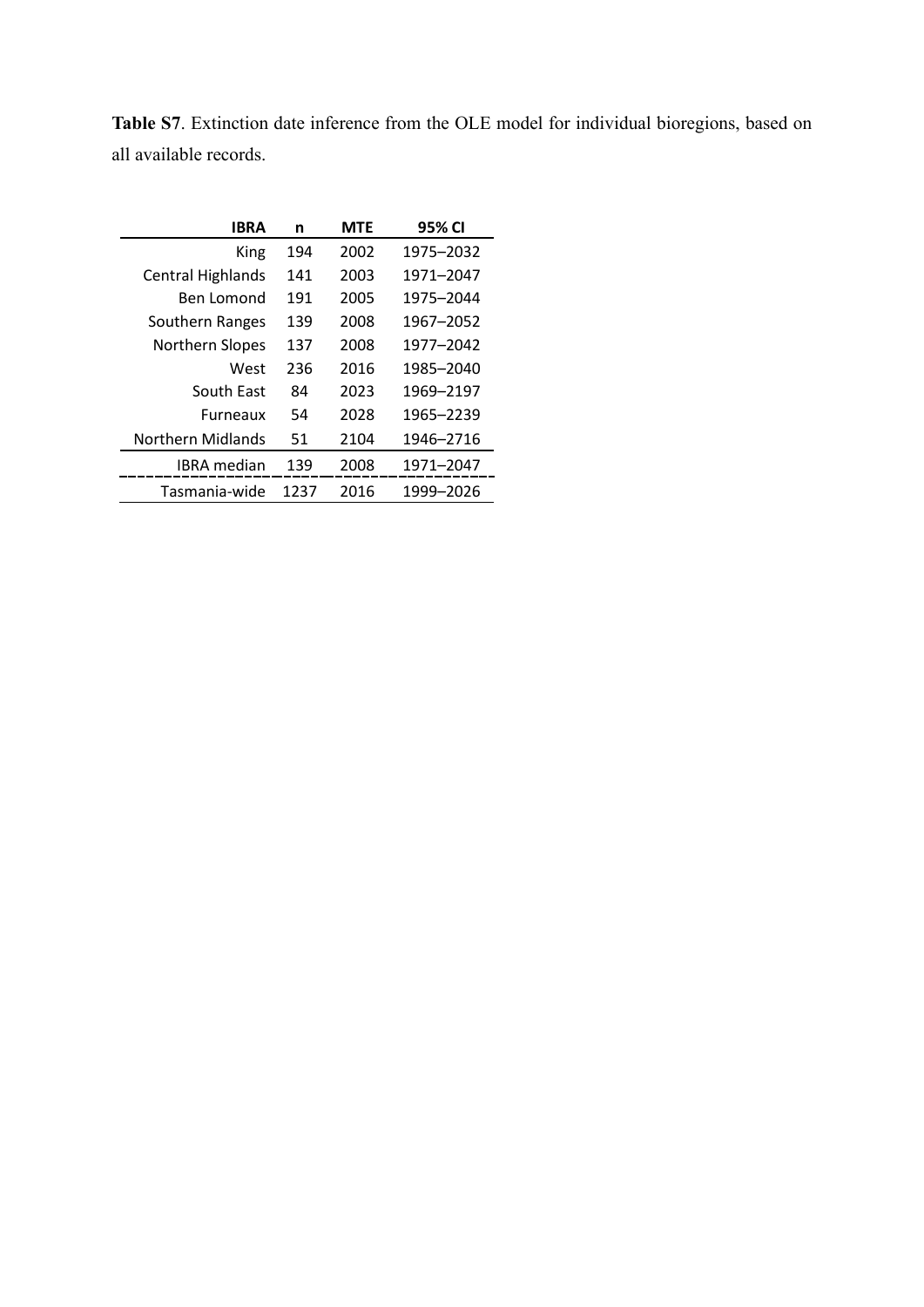**Table S7**. Extinction date inference from the OLE model for individual bioregions, based on all available records.

| IBRA | n | MTE | 95% CI |
|---|---|---|---|
| King | 194 | 2002 | 1975–2032 |
| Central Highlands | 141 | 2003 | 1971–2047 |
| Ben Lomond | 191 | 2005 | 1975–2044 |
| Southern Ranges | 139 | 2008 | 1967–2052 |
| Northern Slopes | 137 | 2008 | 1977–2042 |
| West | 236 | 2016 | 1985–2040 |
| South East | 84 | 2023 | 1969–2197 |
| Furneaux | 54 | 2028 | 1965–2239 |
| Northern Midlands | 51 | 2104 | 1946–2716 |
| IBRA median | 139 | 2008 | 1971–2047 |
| Tasmania-wide | 1237 | 2016 | 1999–2026 |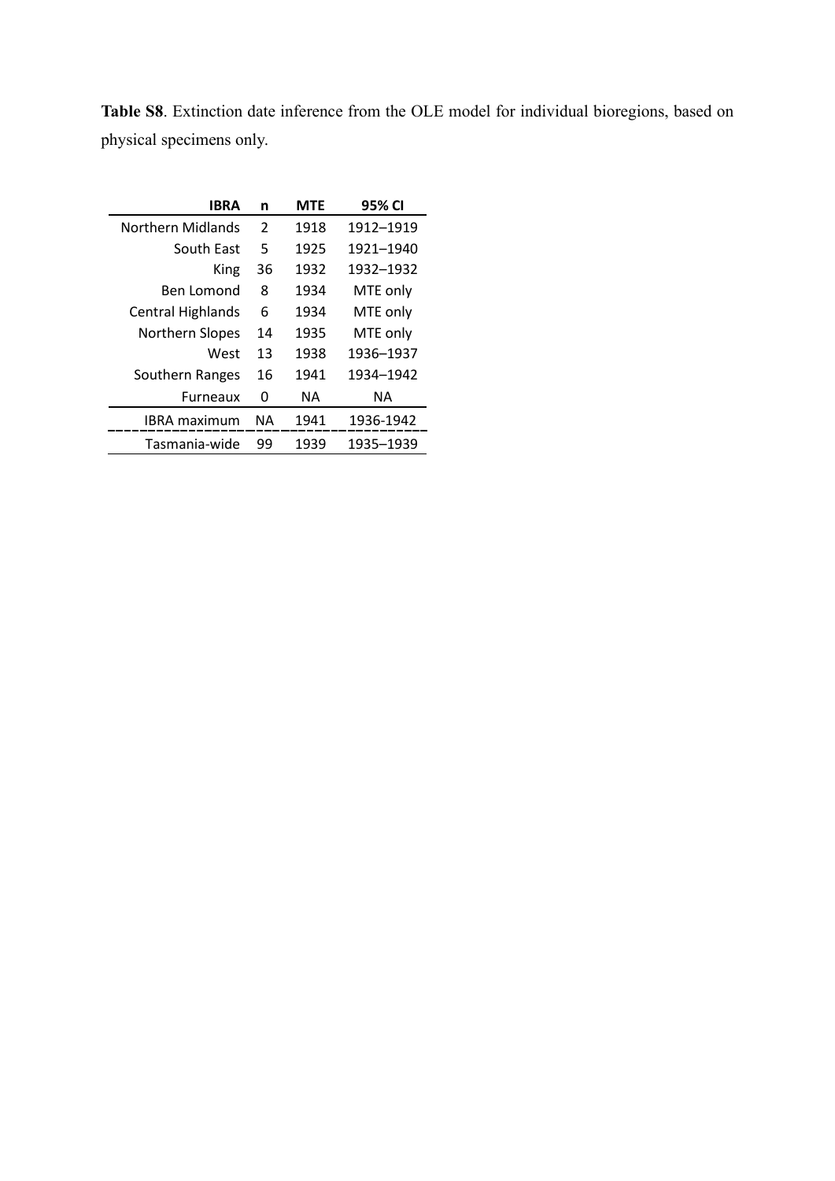**Table S8**. Extinction date inference from the OLE model for individual bioregions, based on physical specimens only.

| IBRA | n | MTE | 95% CI |
|---|---|---|---|
| Northern Midlands | 2 | 1918 | 1912–1919 |
| South East | 5 | 1925 | 1921–1940 |
| King | 36 | 1932 | 1932–1932 |
| Ben Lomond | 8 | 1934 | MTE only |
| Central Highlands | 6 | 1934 | MTE only |
| Northern Slopes | 14 | 1935 | MTE only |
| West | 13 | 1938 | 1936–1937 |
| Southern Ranges | 16 | 1941 | 1934–1942 |
| Furneaux | 0 | NA | NA |
| IBRA maximum | NA | 1941 | 1936-1942 |
| Tasmania-wide | 99 | 1939 | 1935–1939 |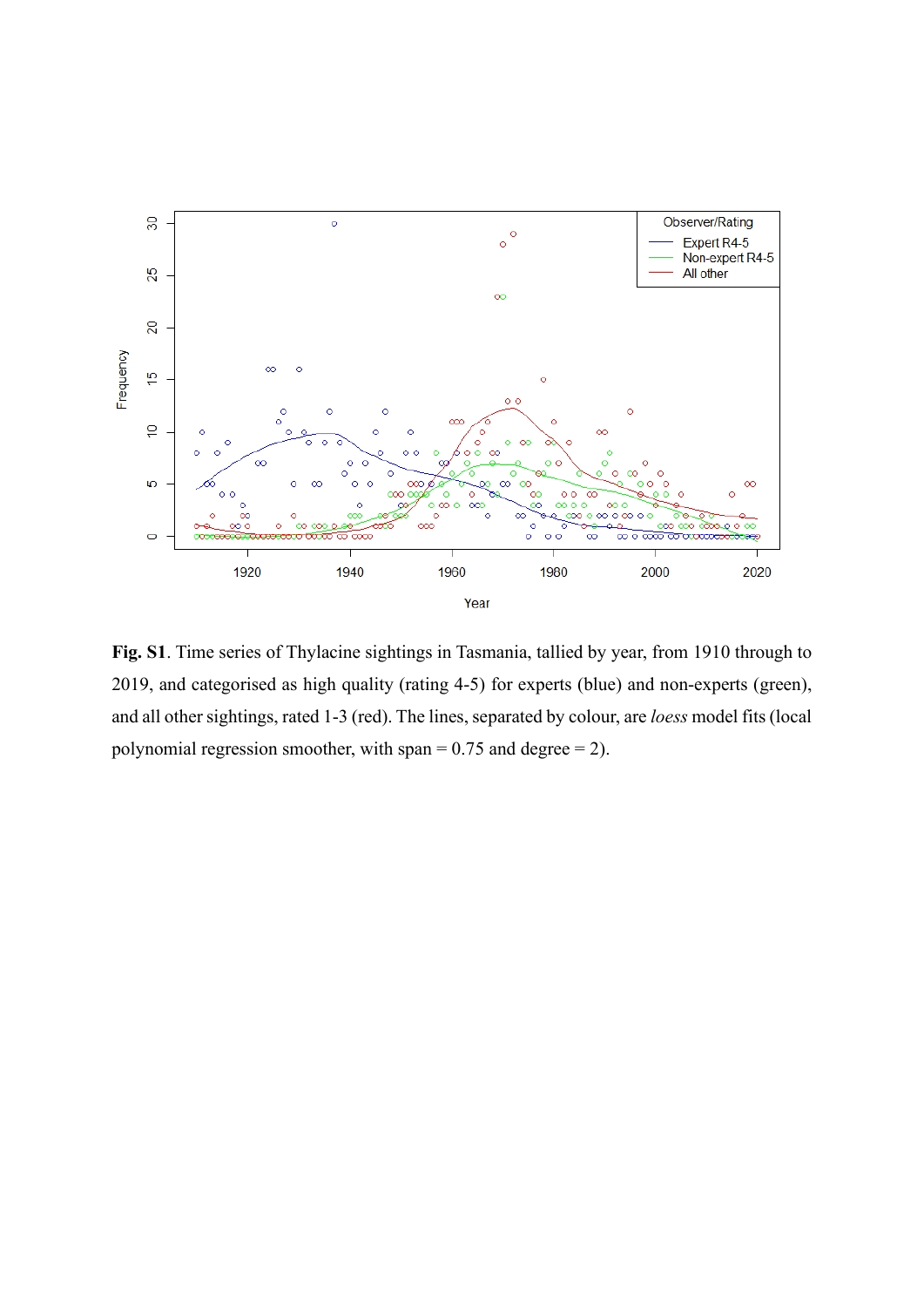**Fig. S1**. Time series of Thylacine sightings in Tasmania, tallied by year, from 1910 through to 2019, and categorised as high quality (rating 4-5) for experts (blue) and non-experts (green), and all other sightings, rated 1-3 (red). The lines, separated by colour, are *loess* model fits (local polynomial regression smoother, with span = 0.75 and degree = 2).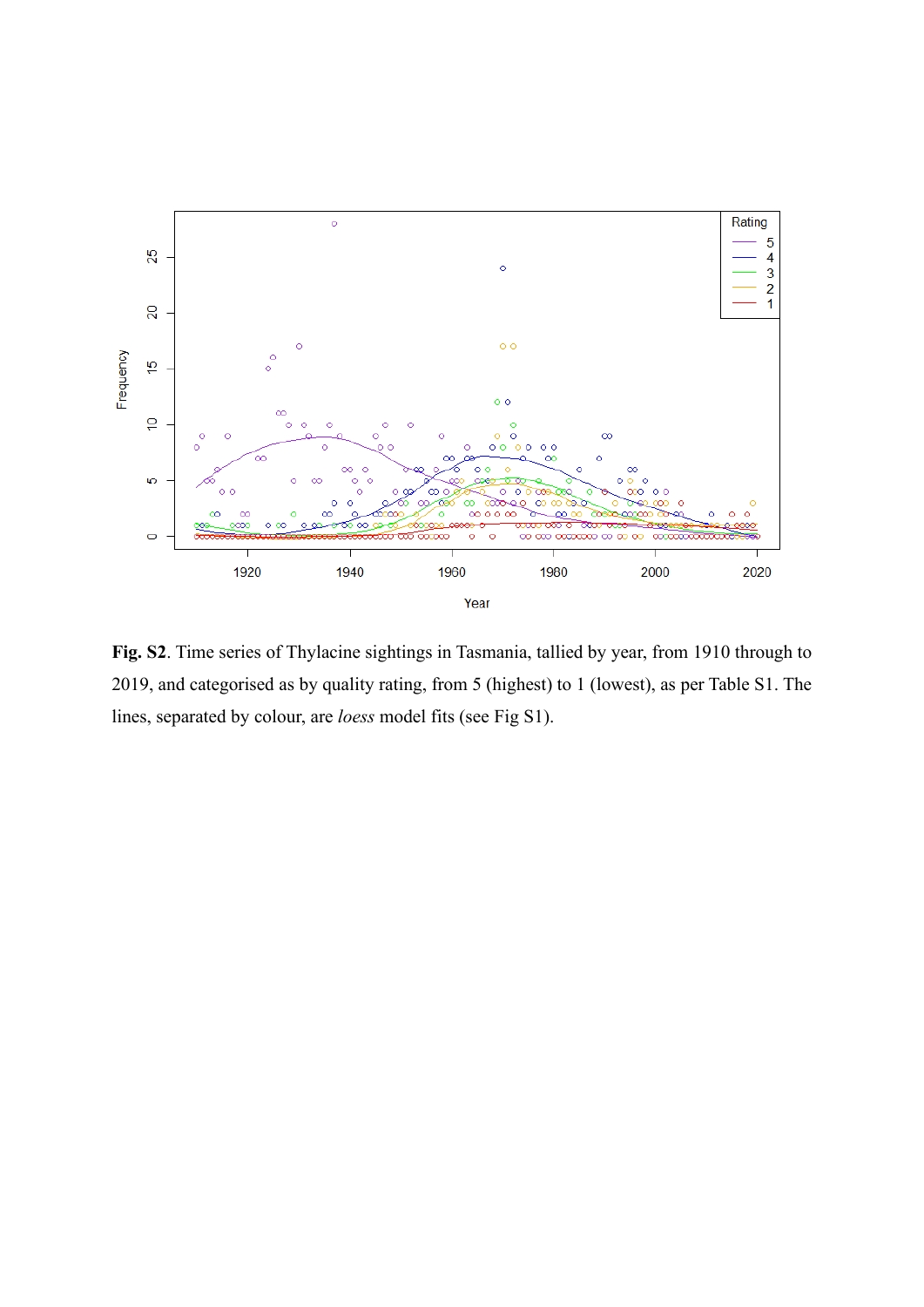**Fig. S2**. Time series of Thylacine sightings in Tasmania, tallied by year, from 1910 through to 2019, and categorised as by quality rating, from 5 (highest) to 1 (lowest), as per Table S1. The lines, separated by colour, are *loess* model fits (see Fig S1).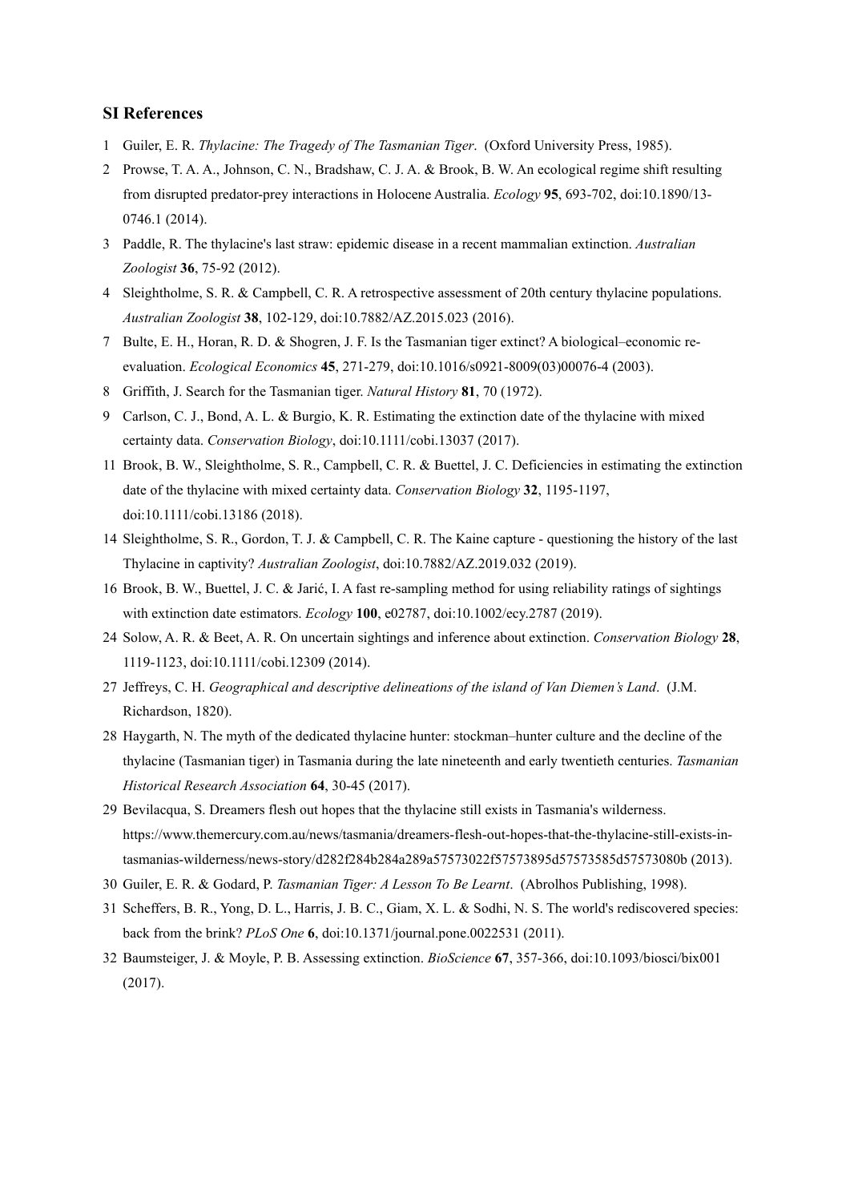## SI References

1 Guiler, E. R. *Thylacine: The Tragedy of The Tasmanian Tiger*. (Oxford University Press, 1985).

2 Prowse, T. A. A., Johnson, C. N., Bradshaw, C. J. A. & Brook, B. W. An ecological regime shift resulting from disrupted predator-prey interactions in Holocene Australia. *Ecology* **95**, 693-702, doi:10.1890/13-0746.1 (2014).

3 Paddle, R. The thylacine's last straw: epidemic disease in a recent mammalian extinction. *Australian Zoologist* **36**, 75-92 (2012).

4 Sleightholme, S. R. & Campbell, C. R. A retrospective assessment of 20th century thylacine populations. *Australian Zoologist* **38**, 102-129, doi:10.7882/AZ.2015.023 (2016).

7 Bulte, E. H., Horan, R. D. & Shogren, J. F. Is the Tasmanian tiger extinct? A biological–economic re-evaluation. *Ecological Economics* **45**, 271-279, doi:10.1016/s0921-8009(03)00076-4 (2003).

8 Griffith, J. Search for the Tasmanian tiger. *Natural History* **81**, 70 (1972).

9 Carlson, C. J., Bond, A. L. & Burgio, K. R. Estimating the extinction date of the thylacine with mixed certainty data. *Conservation Biology*, doi:10.1111/cobi.13037 (2017).

11 Brook, B. W., Sleightholme, S. R., Campbell, C. R. & Buettel, J. C. Deficiencies in estimating the extinction date of the thylacine with mixed certainty data. *Conservation Biology* **32**, 1195-1197, doi:10.1111/cobi.13186 (2018).

14 Sleightholme, S. R., Gordon, T. J. & Campbell, C. R. The Kaine capture - questioning the history of the last Thylacine in captivity? *Australian Zoologist*, doi:10.7882/AZ.2019.032 (2019).

16 Brook, B. W., Buettel, J. C. & Jarić, I. A fast re-sampling method for using reliability ratings of sightings with extinction date estimators. *Ecology* **100**, e02787, doi:10.1002/ecy.2787 (2019).

24 Solow, A. R. & Beet, A. R. On uncertain sightings and inference about extinction. *Conservation Biology* **28**, 1119-1123, doi:10.1111/cobi.12309 (2014).

27 Jeffreys, C. H. *Geographical and descriptive delineations of the island of Van Diemen's Land*. (J.M. Richardson, 1820).

28 Haygarth, N. The myth of the dedicated thylacine hunter: stockman–hunter culture and the decline of the thylacine (Tasmanian tiger) in Tasmania during the late nineteenth and early twentieth centuries. *Tasmanian Historical Research Association* **64**, 30-45 (2017).

29 Bevilacqua, S. Dreamers flesh out hopes that the thylacine still exists in Tasmania's wilderness. https://www.themercury.com.au/news/tasmania/dreamers-flesh-out-hopes-that-the-thylacine-still-exists-in-tasmanias-wilderness/news-story/d282f284b284a289a57573022f57573895d57573585d57573080b (2013).

30 Guiler, E. R. & Godard, P. *Tasmanian Tiger: A Lesson To Be Learnt*. (Abrolhos Publishing, 1998).

31 Scheffers, B. R., Yong, D. L., Harris, J. B. C., Giam, X. L. & Sodhi, N. S. The world's rediscovered species: back from the brink? *PLoS One* **6**, doi:10.1371/journal.pone.0022531 (2011).

32 Baumsteiger, J. & Moyle, P. B. Assessing extinction. *BioScience* **67**, 357-366, doi:10.1093/biosci/bix001 (2017).